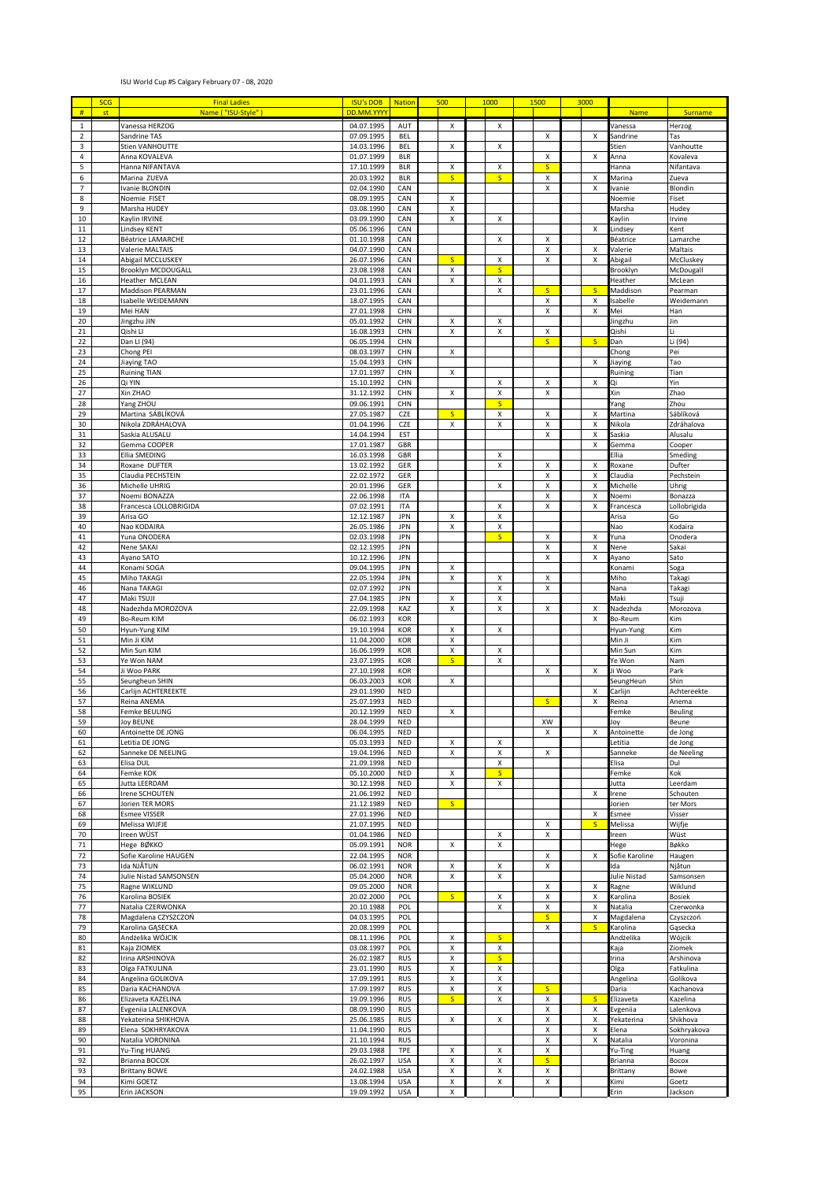ISU World Cup #5 Calgary February 07 - 08, 2020

| SCG | Final Ladies | ISU's DOB | Nation | 500 | 1000 | 1500 | 3000 | | |
|---|---|---|---|---|---|---|---|---|---|
| # | st | Name ("ISU-Style") | DD.MM.YYYY | | | | | | Name | Surname |

| # | st | Name ("ISU-Style") | DD.MM.YYYY | Nation | 500 | 1000 | 1500 | 3000 | Name | Surname |
|---|---|---|---|---|---|---|---|---|---|---|
| 1 | | Vanessa HERZOG | 04.07.1995 | AUT | X | X | | | Vanessa | Herzog |
| 2 | | Sandrine TAS | 07.09.1995 | BEL | | | X | X | Sandrine | Tas |
| 3 | | Stien VANHOUTTE | 14.03.1996 | BEL | X | X | | | Stien | Vanhoutte |
| 4 | | Anna KOVALEVA | 01.07.1999 | BLR | | | X | X | Anna | Kovaleva |
| 5 | | Hanna NIFANTAVA | 17.10.1999 | BLR | X | X | S | | Hanna | Nifantava |
| 6 | | Marina ZUEVA | 20.03.1992 | BLR | S | S | X | X | Marina | Zueva |
| 7 | | Ivanie BLONDIN | 02.04.1990 | CAN | | | X | X | Ivanie | Blondin |
| 8 | | Noemie FISET | 08.09.1995 | CAN | X | | | | Noemie | Fiset |
| 9 | | Marsha HUDEY | 03.08.1990 | CAN | X | | | | Marsha | Hudey |
| 10 | | Kaylin IRVINE | 03.09.1990 | CAN | X | X | | | Kaylin | Irvine |
| 11 | | Lindsey KENT | 05.06.1996 | CAN | | | | X | Lindsey | Kent |
| 12 | | Béatrice LAMARCHE | 01.10.1998 | CAN | | X | X | | Béatrice | Lamarche |
| 13 | | Valerie MALTAIS | 04.07.1990 | CAN | | | X | X | Valerie | Maltais |
| 14 | | Abigail MCCLUSKEY | 26.07.1996 | CAN | S | X | X | X | Abigail | McCluskey |
| 15 | | Brooklyn MCDOUGALL | 23.08.1998 | CAN | X | S | | | Brooklyn | McDougall |
| 16 | | Heather MCLEAN | 04.01.1993 | CAN | X | X | | | Heather | McLean |
| 17 | | Maddison PEARMAN | 23.01.1996 | CAN | | X | S | S | Maddison | Pearman |
| 18 | | Isabelle WEIDEMANN | 18.07.1995 | CAN | | | X | X | Isabelle | Weidemann |
| 19 | | Mei HAN | 27.01.1998 | CHN | | | X | X | Mei | Han |
| 20 | | Jingzhu JIN | 05.01.1992 | CHN | X | X | | | Jingzhu | Jin |
| 21 | | Qishi LI | 16.08.1993 | CHN | X | X | X | | Qishi | Li |
| 22 | | Dan LI (94) | 06.05.1994 | CHN | | | S | S | Dan | Li (94) |
| 23 | | Chong PEI | 08.03.1997 | CHN | X | | | | Chong | Pei |
| 24 | | Jiaying TAO | 15.04.1993 | CHN | | | | X | Jiaying | Tao |
| 25 | | Ruining TIAN | 17.01.1997 | CHN | X | | | | Ruining | Tian |
| 26 | | Qi YIN | 15.10.1992 | CHN | | X | X | X | Qi | Yin |
| 27 | | Xin ZHAO | 31.12.1992 | CHN | X | X | X | | Xin | Zhao |
| 28 | | Yang ZHOU | 09.06.1991 | CHN | | S | | | Yang | Zhou |
| 29 | | Martina SÁBLÍKOVÁ | 27.05.1987 | CZE | S | X | X | X | Martina | Sáblíková |
| 30 | | Nikola ZDRÁHALOVA | 01.04.1996 | CZE | X | X | X | X | Nikola | Zdráhalova |
| 31 | | Saskia ALUSALU | 14.04.1994 | EST | | | X | X | Saskia | Alusalu |
| 32 | | Gemma COOPER | 17.01.1987 | GBR | | | | X | Gemma | Cooper |
| 33 | | Ellia SMEDING | 16.03.1998 | GBR | | X | | | Ellia | Smeding |
| 34 | | Roxane DUFTER | 13.02.1992 | GER | | X | X | X | Roxane | Dufter |
| 35 | | Claudia PECHSTEIN | 22.02.1972 | GER | | | X | X | Claudia | Pechstein |
| 36 | | Michelle UHRIG | 20.01.1996 | GER | | X | X | X | Michelle | Uhrig |
| 37 | | Noemi BONAZZA | 22.06.1998 | ITA | | | X | X | Noemi | Bonazza |
| 38 | | Francesca LOLLOBRIGIDA | 07.02.1991 | ITA | | X | X | X | Francesca | Lollobrigida |
| 39 | | Arisa GO | 12.12.1987 | JPN | X | X | | | Arisa | Go |
| 40 | | Nao KODAIRA | 26.05.1986 | JPN | X | X | | | Nao | Kodaira |
| 41 | | Yuna ONODERA | 02.03.1998 | JPN | | S | X | X | Yuna | Onodera |
| 42 | | Nene SAKAI | 02.12.1995 | JPN | | | X | X | Nene | Sakai |
| 43 | | Ayano SATO | 10.12.1996 | JPN | | | X | X | Ayano | Sato |
| 44 | | Konami SOGA | 09.04.1995 | JPN | X | | | | Konami | Soga |
| 45 | | Miho TAKAGI | 22.05.1994 | JPN | X | X | X | | Miho | Takagi |
| 46 | | Nana TAKAGI | 02.07.1992 | JPN | | X | X | | Nana | Takagi |
| 47 | | Maki TSUJI | 27.04.1985 | JPN | X | X | | | Maki | Tsuji |
| 48 | | Nadezhda MOROZOVA | 22.09.1998 | KAZ | X | X | X | X | Nadezhda | Morozova |
| 49 | | Bo-Reum KIM | 06.02.1993 | KOR | | | | X | Bo-Reum | Kim |
| 50 | | Hyun-Yung KIM | 19.10.1994 | KOR | X | X | | | Hyun-Yung | Kim |
| 51 | | Min Ji KIM | 11.04.2000 | KOR | X | | | | Min Ji | Kim |
| 52 | | Min Sun KIM | 16.06.1999 | KOR | X | X | | | Min Sun | Kim |
| 53 | | Ye Won NAM | 23.07.1995 | KOR | S | X | | | Ye Won | Nam |
| 54 | | Ji Woo PARK | 27.10.1998 | KOR | | | X | X | Ji Woo | Park |
| 55 | | Seungheun SHIN | 06.03.2003 | KOR | X | | | | SeungHeun | Shin |
| 56 | | Carlijn ACHTEREEKTE | 29.01.1990 | NED | | | | X | Carlijn | Achtereekte |
| 57 | | Reina ANEMA | 25.07.1993 | NED | | | S | X | Reina | Anema |
| 58 | | Femke BEULING | 20.12.1999 | NED | X | | | | Femke | Beuling |
| 59 | | Joy BEUNE | 28.04.1999 | NED | | | XW | | Joy | Beune |
| 60 | | Antoinette DE JONG | 06.04.1995 | NED | | | X | X | Antoinette | de Jong |
| 61 | | Letitia DE JONG | 05.03.1993 | NED | X | X | | | Letitia | de Jong |
| 62 | | Sanneke DE NEELING | 19.04.1996 | NED | X | X | X | | Sanneke | de Neeling |
| 63 | | Elisa DUL | 21.09.1998 | NED | | X | | | Elisa | Dul |
| 64 | | Femke KOK | 05.10.2000 | NED | X | S | | | Femke | Kok |
| 65 | | Jutta LEERDAM | 30.12.1998 | NED | X | X | | | Jutta | Leerdam |
| 66 | | Irene SCHOUTEN | 21.06.1992 | NED | | | | X | Irene | Schouten |
| 67 | | Jorien TER MORS | 21.12.1989 | NED | S | | | | Jorien | ter Mors |
| 68 | | Esmee VISSER | 27.01.1996 | NED | | | | X | Esmee | Visser |
| 69 | | Melissa WIJFJE | 21.07.1995 | NED | | | X | S | Melissa | Wijfje |
| 70 | | Ireen WÜST | 01.04.1986 | NED | | X | X | | Ireen | Wüst |
| 71 | | Hege BØKKO | 05.09.1991 | NOR | X | X | | | Hege | Bøkko |
| 72 | | Sofie Karoline HAUGEN | 22.04.1995 | NOR | | | X | X | Sofie Karoline | Haugen |
| 73 | | Ida NJÅTUN | 06.02.1991 | NOR | X | X | X | | Ida | Njåtun |
| 74 | | Julie Nistad SAMSONSEN | 05.04.2000 | NOR | X | X | | | Julie Nistad | Samsonsen |
| 75 | | Ragne WIKLUND | 09.05.2000 | NOR | | | X | X | Ragne | Wiklund |
| 76 | | Karolina BOSIEK | 20.02.2000 | POL | S | X | X | X | Karolina | Bosiek |
| 77 | | Natalia CZERWONKA | 20.10.1988 | POL | | X | X | X | Natalia | Czerwonka |
| 78 | | Magdalena CZYSZCZOŃ | 04.03.1995 | POL | | | S | X | Magdalena | Czyszczoń |
| 79 | | Karolina GĄSECKA | 20.08.1999 | POL | | | X | S | Karolina | Gąsecka |
| 80 | | Andżelika WÓJCIK | 08.11.1996 | POL | X | S | | | Andżelika | Wójcik |
| 81 | | Kaja ZIOMEK | 03.08.1997 | POL | X | X | | | Kaja | Ziomek |
| 82 | | Irina ARSHINOVA | 26.02.1987 | RUS | X | S | | | Irina | Arshinova |
| 83 | | Olga FATKULINA | 23.01.1990 | RUS | X | X | | | Olga | Fatkulina |
| 84 | | Angelina GOLIKOVA | 17.09.1991 | RUS | X | X | | | Angelina | Golikova |
| 85 | | Daria KACHANOVA | 17.09.1997 | RUS | X | X | S | | Daria | Kachanova |
| 86 | | Elizaveta KAZELINA | 19.09.1996 | RUS | S | X | X | S | Elizaveta | Kazelina |
| 87 | | Evgeniia LALENKOVA | 08.09.1990 | RUS | | | X | X | Evgeniia | Lalenkova |
| 88 | | Yekaterina SHIKHOVA | 25.06.1985 | RUS | X | X | X | X | Yekaterina | Shikhova |
| 89 | | Elena SOKHRYAKOVA | 11.04.1990 | RUS | | | X | X | Elena | Sokhryakova |
| 90 | | Natalia VORONINA | 21.10.1994 | RUS | | | X | X | Natalia | Voronina |
| 91 | | Yu-Ting HUANG | 29.03.1988 | TPE | X | X | X | | Yu-Ting | Huang |
| 92 | | Brianna BOCOX | 26.02.1997 | USA | X | X | S | | Brianna | Bocox |
| 93 | | Brittany BOWE | 24.02.1988 | USA | X | X | X | | Brittany | Bowe |
| 94 | | Kimi GOETZ | 13.08.1994 | USA | X | X | X | | Kimi | Goetz |
| 95 | | Erin JACKSON | 19.09.1992 | USA | X | | | | Erin | Jackson |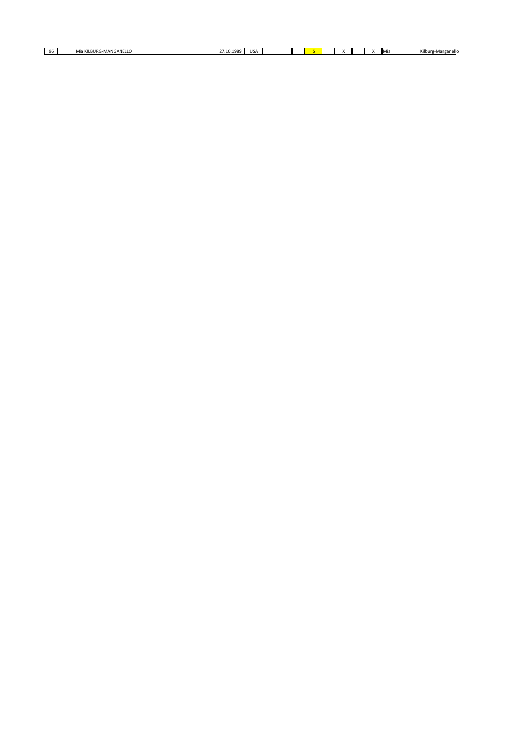| | | | | | | | | | | | | | | |
|---|---|---|---|---|---|---|---|---|---|---|---|---|---|---|
| 96 | | Mia KILBURG-MANGANELLO | 27.10.1989 | USA | | | | S | | X | | X | Mia | Kilburg-Manganello |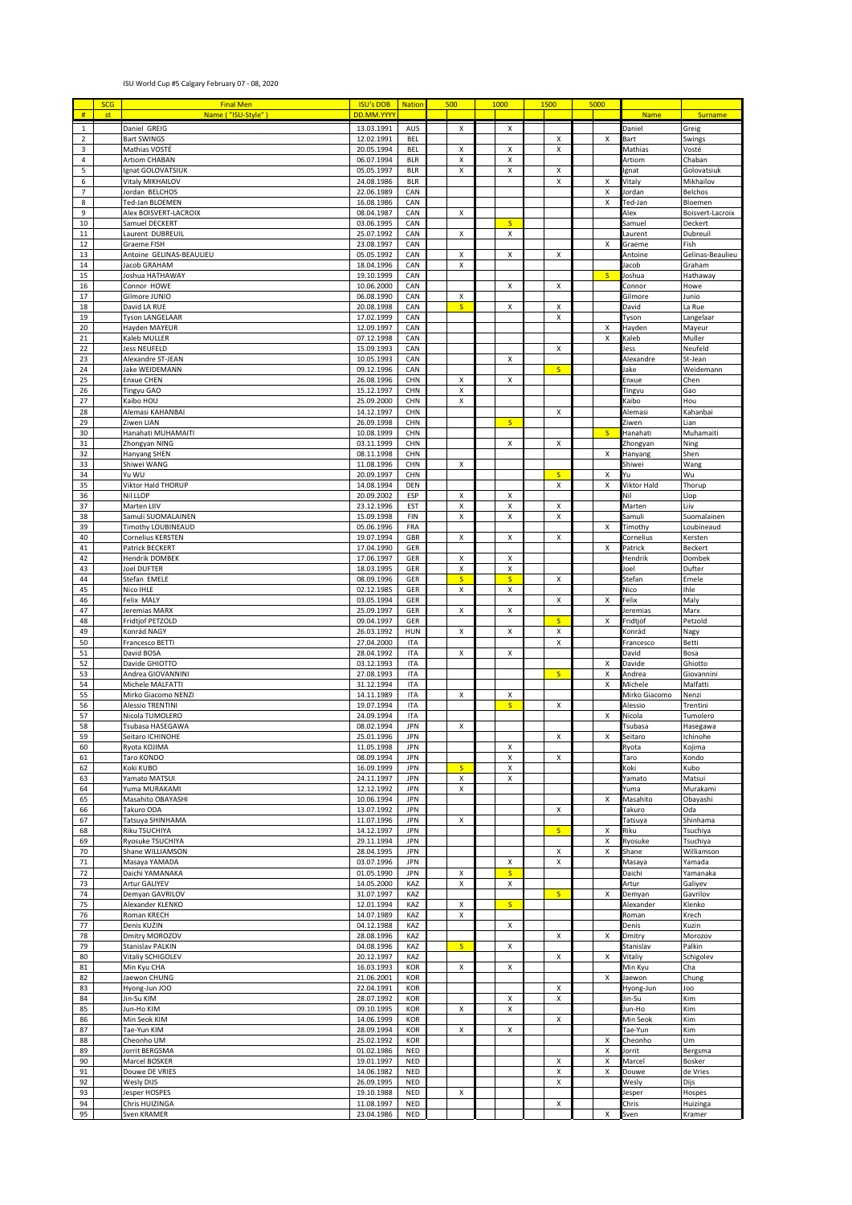ISU World Cup #5 Calgary February 07 - 08, 2020

| # | SCG st | Final Men Name ("ISU-Style") | ISU's DOB DD.MM.YYYY | Nation | 500 | 1000 | 1500 | 5000 | Name | Surname |
|---|---|---|---|---|---|---|---|---|---|---|
| 1 | | Daniel GREIG | 13.03.1991 | AUS | X | X | | | Daniel | Greig |
| 2 | | Bart SWINGS | 12.02.1991 | BEL | | | X | X | Bart | Swings |
| 3 | | Mathias VOSTÉ | 20.05.1994 | BEL | X | X | X | | Mathias | Vosté |
| 4 | | Artiom CHABAN | 06.07.1994 | BLR | X | X | | | Artiom | Chaban |
| 5 | | Ignat GOLOVATSIUK | 05.05.1997 | BLR | X | X | X | | Ignat | Golovatsiuk |
| 6 | | Vitaly MIKHAILOV | 24.08.1986 | BLR | | | X | X | Vitaly | Mikhailov |
| 7 | | Jordan BELCHOS | 22.06.1989 | CAN | | | | X | Jordan | Belchos |
| 8 | | Ted-Jan BLOEMEN | 16.08.1986 | CAN | | | | X | Ted-Jan | Bloemen |
| 9 | | Alex BOISVERT-LACROIX | 08.04.1987 | CAN | X | | | | Alex | Boisvert-Lacroix |
| 10 | | Samuel DECKERT | 03.06.1995 | CAN | | S | | | Samuel | Deckert |
| 11 | | Laurent DUBREUIL | 25.07.1992 | CAN | X | X | | | Laurent | Dubreuil |
| 12 | | Graeme FISH | 23.08.1997 | CAN | | | | X | Graeme | Fish |
| 13 | | Antoine GELINAS-BEAULIEU | 05.05.1992 | CAN | X | X | X | | Antoine | Gelinas-Beaulieu |
| 14 | | Jacob GRAHAM | 18.04.1996 | CAN | X | | | | Jacob | Graham |
| 15 | | Joshua HATHAWAY | 19.10.1999 | CAN | | | | S | Joshua | Hathaway |
| 16 | | Connor HOWE | 10.06.2000 | CAN | | X | X | | Connor | Howe |
| 17 | | Gilmore JUNIO | 06.08.1990 | CAN | X | | | | Gilmore | Junio |
| 18 | | David LA RUE | 20.08.1998 | CAN | S | X | X | | David | La Rue |
| 19 | | Tyson LANGELAAR | 17.02.1999 | CAN | | | X | | Tyson | Langelaar |
| 20 | | Hayden MAYEUR | 12.09.1997 | CAN | | | | X | Hayden | Mayeur |
| 21 | | Kaleb MULLER | 07.12.1998 | CAN | | | | X | Kaleb | Muller |
| 22 | | Jess NEUFELD | 15.09.1993 | CAN | | | X | | Jess | Neufeld |
| 23 | | Alexandre ST-JEAN | 10.05.1993 | CAN | | X | | | Alexandre | St-Jean |
| 24 | | Jake WEIDEMANN | 09.12.1996 | CAN | | | S | | Jake | Weidemann |
| 25 | | Enxue CHEN | 26.08.1996 | CHN | X | X | | | Enxue | Chen |
| 26 | | Tingyu GAO | 15.12.1997 | CHN | X | | | | Tingyu | Gao |
| 27 | | Kaibo HOU | 25.09.2000 | CHN | X | | | | Kaibo | Hou |
| 28 | | Alemasi KAHANBAI | 14.12.1997 | CHN | | | X | | Alemasi | Kahanbai |
| 29 | | Ziwen LIAN | 26.09.1998 | CHN | | S | | | Ziwen | Lian |
| 30 | | Hanahati MUHAMAITI | 10.08.1999 | CHN | | | | S | Hanahati | Muhamaiti |
| 31 | | Zhongyan NING | 03.11.1999 | CHN | | X | X | | Zhongyan | Ning |
| 32 | | Hanyang SHEN | 08.11.1998 | CHN | | | | X | Hanyang | Shen |
| 33 | | Shiwei WANG | 11.08.1996 | CHN | X | | | | Shiwei | Wang |
| 34 | | Yu WU | 20.09.1997 | CHN | | | S | X | Yu | Wu |
| 35 | | Viktor Hald THORUP | 14.08.1994 | DEN | | | X | X | Viktor Hald | Thorup |
| 36 | | Nil LLOP | 20.09.2002 | ESP | X | X | | | Nil | Llop |
| 37 | | Marten LIIV | 23.12.1996 | EST | X | X | X | | Marten | Liiv |
| 38 | | Samuli SUOMALAINEN | 15.09.1998 | FIN | X | X | X | | Samuli | Suomalainen |
| 39 | | Timothy LOUBINEAUD | 05.06.1996 | FRA | | | | X | Timothy | Loubineaud |
| 40 | | Cornelius KERSTEN | 19.07.1994 | GBR | X | X | X | | Cornelius | Kersten |
| 41 | | Patrick BECKERT | 17.04.1990 | GER | | | | X | Patrick | Beckert |
| 42 | | Hendrik DOMBEK | 17.06.1997 | GER | X | X | | | Hendrik | Dombek |
| 43 | | Joel DUFTER | 18.03.1995 | GER | X | X | | | Joel | Dufter |
| 44 | | Stefan EMELE | 08.09.1996 | GER | S | S | X | | Stefan | Emele |
| 45 | | Nico IHLE | 02.12.1985 | GER | X | X | | | Nico | Ihle |
| 46 | | Felix MALY | 03.05.1994 | GER | | | X | X | Felix | Maly |
| 47 | | Jeremias MARX | 25.09.1997 | GER | X | X | | | Jeremias | Marx |
| 48 | | Fridtjof PETZOLD | 09.04.1997 | GER | | | S | X | Fridtjof | Petzold |
| 49 | | Konrád NAGY | 26.03.1992 | HUN | X | X | X | | Konrád | Nagy |
| 50 | | Francesco BETTI | 27.04.2000 | ITA | | | X | | Francesco | Betti |
| 51 | | David BOSA | 28.04.1992 | ITA | X | X | | | David | Bosa |
| 52 | | Davide GHIOTTO | 03.12.1993 | ITA | | | | X | Davide | Ghiotto |
| 53 | | Andrea GIOVANNINI | 27.08.1993 | ITA | | | S | X | Andrea | Giovannini |
| 54 | | Michele MALFATTI | 31.12.1994 | ITA | | | | X | Michele | Malfatti |
| 55 | | Mirko Giacomo NENZI | 14.11.1989 | ITA | X | X | | | Mirko Giacomo | Nenzi |
| 56 | | Alessio TRENTINI | 19.07.1994 | ITA | | S | X | | Alessio | Trentini |
| 57 | | Nicola TUMOLERO | 24.09.1994 | ITA | | | | X | Nicola | Tumolero |
| 58 | | Tsubasa HASEGAWA | 08.02.1994 | JPN | X | | | | Tsubasa | Hasegawa |
| 59 | | Seitaro ICHINOHE | 25.01.1996 | JPN | | | X | X | Seitaro | Ichinohe |
| 60 | | Ryota KOJIMA | 11.05.1998 | JPN | | X | | | Ryota | Kojima |
| 61 | | Taro KONDO | 08.09.1994 | JPN | | X | X | | Taro | Kondo |
| 62 | | Koki KUBO | 16.09.1999 | JPN | S | X | | | Koki | Kubo |
| 63 | | Yamato MATSUI | 24.11.1997 | JPN | X | X | | | Yamato | Matsui |
| 64 | | Yuma MURAKAMI | 12.12.1992 | JPN | X | | | | Yuma | Murakami |
| 65 | | Masahito OBAYASHI | 10.06.1994 | JPN | | | | X | Masahito | Obayashi |
| 66 | | Takuro ODA | 13.07.1992 | JPN | | | X | | Takuro | Oda |
| 67 | | Tatsuya SHINHAMA | 11.07.1996 | JPN | X | | | | Tatsuya | Shinhama |
| 68 | | Riku TSUCHIYA | 14.12.1997 | JPN | | | S | X | Riku | Tsuchiya |
| 69 | | Ryosuke TSUCHIYA | 29.11.1994 | JPN | | | | X | Ryosuke | Tsuchiya |
| 70 | | Shane WILLIAMSON | 28.04.1995 | JPN | | | X | X | Shane | Williamson |
| 71 | | Masaya YAMADA | 03.07.1996 | JPN | | X | X | | Masaya | Yamada |
| 72 | | Daichi YAMANAKA | 01.05.1990 | JPN | X | S | | | Daichi | Yamanaka |
| 73 | | Artur GALIYEV | 14.05.2000 | KAZ | X | X | | | Artur | Galiyev |
| 74 | | Demyan GAVRILOV | 31.07.1997 | KAZ | | | S | X | Demyan | Gavrilov |
| 75 | | Alexander KLENKO | 12.01.1994 | KAZ | X | S | | | Alexander | Klenko |
| 76 | | Roman KRECH | 14.07.1989 | KAZ | X | | | | Roman | Krech |
| 77 | | Denis KUZIN | 04.12.1988 | KAZ | | X | | | Denis | Kuzin |
| 78 | | Dmitry MOROZOV | 28.08.1996 | KAZ | | | X | X | Dmitry | Morozov |
| 79 | | Stanislav PALKIN | 04.08.1996 | KAZ | S | X | | | Stanislav | Palkin |
| 80 | | Vitaliy SCHIGOLEV | 20.12.1997 | KAZ | | | X | X | Vitaliy | Schigolev |
| 81 | | Min Kyu CHA | 16.03.1993 | KOR | X | X | | | Min Kyu | Cha |
| 82 | | Jaewon CHUNG | 21.06.2001 | KOR | | | | X | Jaewon | Chung |
| 83 | | Hyong-Jun JOO | 22.04.1991 | KOR | | | X | | Hyong-Jun | Joo |
| 84 | | Jin-Su KIM | 28.07.1992 | KOR | | X | X | | Jin-Su | Kim |
| 85 | | Jun-Ho KIM | 09.10.1995 | KOR | X | X | | | Jun-Ho | Kim |
| 86 | | Min Seok KIM | 14.06.1999 | KOR | | | X | | Min Seok | Kim |
| 87 | | Tae-Yun KIM | 28.09.1994 | KOR | X | X | | | Tae-Yun | Kim |
| 88 | | Cheonho UM | 25.02.1992 | KOR | | | | X | Cheonho | Um |
| 89 | | Jorrit BERGSMA | 01.02.1986 | NED | | | | X | Jorrit | Bergsma |
| 90 | | Marcel BOSKER | 19.01.1997 | NED | | | X | X | Marcel | Bosker |
| 91 | | Douwe DE VRIES | 14.06.1982 | NED | | | X | X | Douwe | de Vries |
| 92 | | Wesly DIJS | 26.09.1995 | NED | | | X | | Wesly | Dijs |
| 93 | | Jesper HOSPES | 19.10.1988 | NED | X | | | | Jesper | Hospes |
| 94 | | Chris HUIZINGA | 11.08.1997 | NED | | | X | | Chris | Huizinga |
| 95 | | Sven KRAMER | 23.04.1986 | NED | | | | X | Sven | Kramer |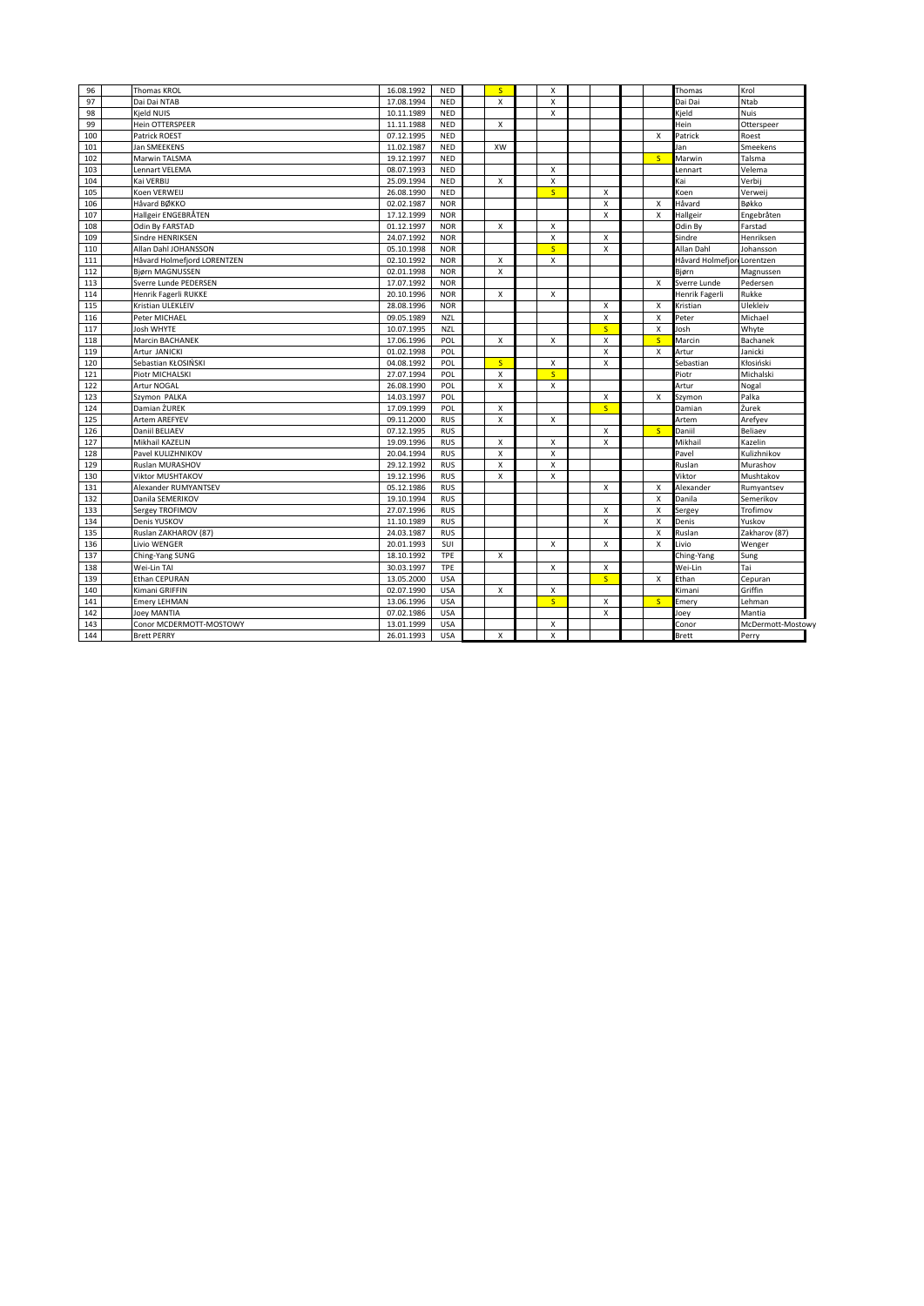| | | | | | | | | | |
|---|---|---|---|---|---|---|---|---|---|
| 96 | Thomas KROL | 16.08.1992 | NED | S | X | | | Thomas | Krol |
| 97 | Dai Dai NTAB | 17.08.1994 | NED | X | X | | | Dai Dai | Ntab |
| 98 | Kjeld NUIS | 10.11.1989 | NED | | X | | | Kjeld | Nuis |
| 99 | Hein OTTERSPEER | 11.11.1988 | NED | X | | | | Hein | Otterspeer |
| 100 | Patrick ROEST | 07.12.1995 | NED | | | | X | Patrick | Roest |
| 101 | Jan SMEEKENS | 11.02.1987 | NED | XW | | | | Jan | Smeekens |
| 102 | Marwin TALSMA | 19.12.1997 | NED | | | | S | Marwin | Talsma |
| 103 | Lennart VELEMA | 08.07.1993 | NED | | X | | | Lennart | Velema |
| 104 | Kai VERBIJ | 25.09.1994 | NED | X | X | | | Kai | Verbij |
| 105 | Koen VERWEIJ | 26.08.1990 | NED | | S | X | | Koen | Verweij |
| 106 | Håvard BØKKO | 02.02.1987 | NOR | | | X | X | Håvard | Bøkko |
| 107 | Hallgeir ENGEBRÅTEN | 17.12.1999 | NOR | | | X | X | Hallgeir | Engebråten |
| 108 | Odin By FARSTAD | 01.12.1997 | NOR | X | X | | | Odin By | Farstad |
| 109 | Sindre HENRIKSEN | 24.07.1992 | NOR | | X | X | | Sindre | Henriksen |
| 110 | Allan Dahl JOHANSSON | 05.10.1998 | NOR | | S | X | | Allan Dahl | Johansson |
| 111 | Håvard Holmefjord LORENTZEN | 02.10.1992 | NOR | X | X | | | Håvard Holmefjor | Lorentzen |
| 112 | Bjørn MAGNUSSEN | 02.01.1998 | NOR | X | | | | Bjørn | Magnussen |
| 113 | Sverre Lunde PEDERSEN | 17.07.1992 | NOR | | | | X | Sverre Lunde | Pedersen |
| 114 | Henrik Fagerli RUKKE | 20.10.1996 | NOR | X | X | | | Henrik Fagerli | Rukke |
| 115 | Kristian ULEKLEIV | 28.08.1996 | NOR | | | X | X | Kristian | Ulekleiv |
| 116 | Peter MICHAEL | 09.05.1989 | NZL | | | X | X | Peter | Michael |
| 117 | Josh WHYTE | 10.07.1995 | NZL | | | S | X | Josh | Whyte |
| 118 | Marcin BACHANEK | 17.06.1996 | POL | X | X | X | S | Marcin | Bachanek |
| 119 | Artur JANICKI | 01.02.1998 | POL | | | X | X | Artur | Janicki |
| 120 | Sebastian KŁOSIŃSKI | 04.08.1992 | POL | S | X | X | | Sebastian | Kłosiński |
| 121 | Piotr MICHALSKI | 27.07.1994 | POL | X | S | | | Piotr | Michalski |
| 122 | Artur NOGAL | 26.08.1990 | POL | X | X | | | Artur | Nogal |
| 123 | Szymon PALKA | 14.03.1997 | POL | | | X | X | Szymon | Palka |
| 124 | Damian ŻUREK | 17.09.1999 | POL | X | | S | | Damian | Żurek |
| 125 | Artem AREFYEV | 09.11.2000 | RUS | X | X | | | Artem | Arefyev |
| 126 | Daniil BELIAEV | 07.12.1995 | RUS | | | X | S | Daniil | Beliaev |
| 127 | Mikhail KAZELIN | 19.09.1996 | RUS | X | X | X | | Mikhail | Kazelin |
| 128 | Pavel KULIZHNIKOV | 20.04.1994 | RUS | X | X | | | Pavel | Kulizhnikov |
| 129 | Ruslan MURASHOV | 29.12.1992 | RUS | X | X | | | Ruslan | Murashov |
| 130 | Viktor MUSHTAKOV | 19.12.1996 | RUS | X | X | | | Viktor | Mushtakov |
| 131 | Alexander RUMYANTSEV | 05.12.1986 | RUS | | | X | X | Alexander | Rumyantsev |
| 132 | Danila SEMERIKOV | 19.10.1994 | RUS | | | | X | Danila | Semerikov |
| 133 | Sergey TROFIMOV | 27.07.1996 | RUS | | | X | X | Sergey | Trofimov |
| 134 | Denis YUSKOV | 11.10.1989 | RUS | | | X | X | Denis | Yuskov |
| 135 | Ruslan ZAKHAROV (87) | 24.03.1987 | RUS | | | | X | Ruslan | Zakharov (87) |
| 136 | Livio WENGER | 20.01.1993 | SUI | | X | X | X | Livio | Wenger |
| 137 | Ching-Yang SUNG | 18.10.1992 | TPE | X | | | | Ching-Yang | Sung |
| 138 | Wei-Lin TAI | 30.03.1997 | TPE | | X | X | | Wei-Lin | Tai |
| 139 | Ethan CEPURAN | 13.05.2000 | USA | | | S | X | Ethan | Cepuran |
| 140 | Kimani GRIFFIN | 02.07.1990 | USA | X | X | | | Kimani | Griffin |
| 141 | Emery LEHMAN | 13.06.1996 | USA | | S | X | S | Emery | Lehman |
| 142 | Joey MANTIA | 07.02.1986 | USA | | | X | | Joey | Mantia |
| 143 | Conor MCDERMOTT-MOSTOWY | 13.01.1999 | USA | | X | | | Conor | McDermott-Mostowy |
| 144 | Brett PERRY | 26.01.1993 | USA | X | X | | | Brett | Perry |